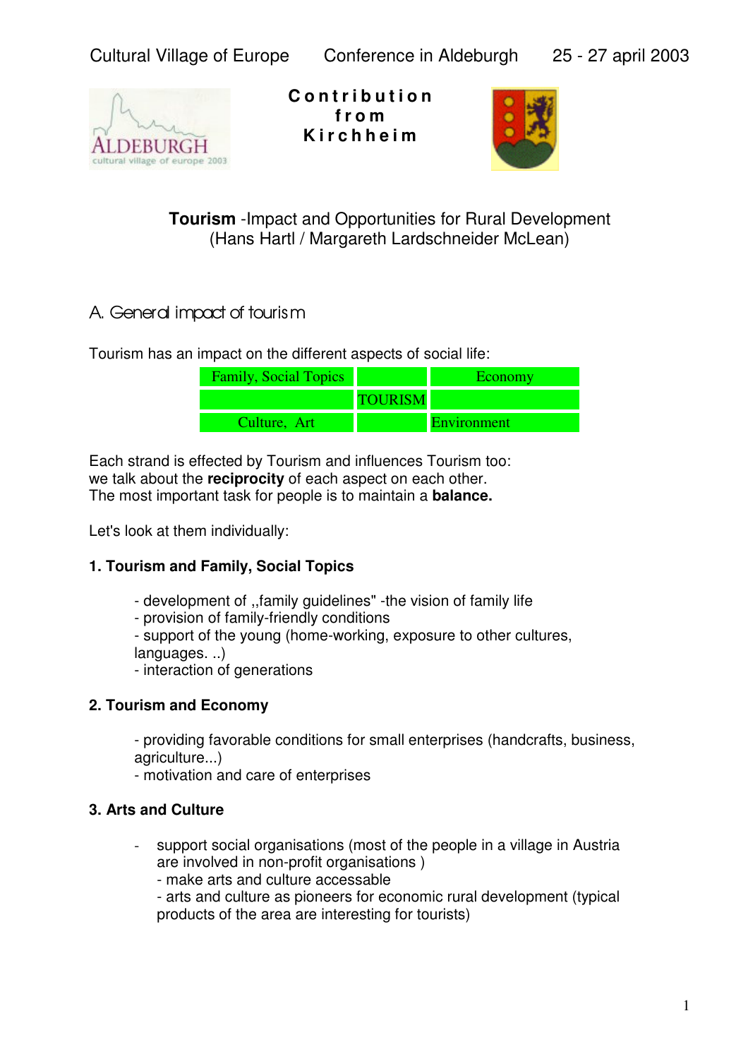Cultural Village of Europe Conference in Aldeburgh 25 - 27 april 2003

**Contribution from Kirchheim**

**Tourism** -Impact and Opportunities for Rural Development
(Hans Hartl / Margareth Lardschneider McLean)

## A. General impact of tourism

Tourism has an impact on the different aspects of social life:

| Family, Social Topics | | Economy |
|---|---|---|
| | TOURISM | |
| Culture, Art | | Environment |

Each strand is effected by Tourism and influences Tourism too:
we talk about the **reciprocity** of each aspect on each other.
The most important task for people is to maintain a **balance.**

Let's look at them individually:

### 1. Tourism and Family, Social Topics

- development of ,,family guidelines" -the vision of family life
- provision of family-friendly conditions
- support of the young (home-working, exposure to other cultures, languages. ..)
- interaction of generations

### 2. Tourism and Economy

- providing favorable conditions for small enterprises (handcrafts, business, agriculture...)
- motivation and care of enterprises

### 3. Arts and Culture

- support social organisations (most of the people in a village in Austria are involved in non-profit organisations )
- make arts and culture accessable
- arts and culture as pioneers for economic rural development (typical products of the area are interesting for tourists)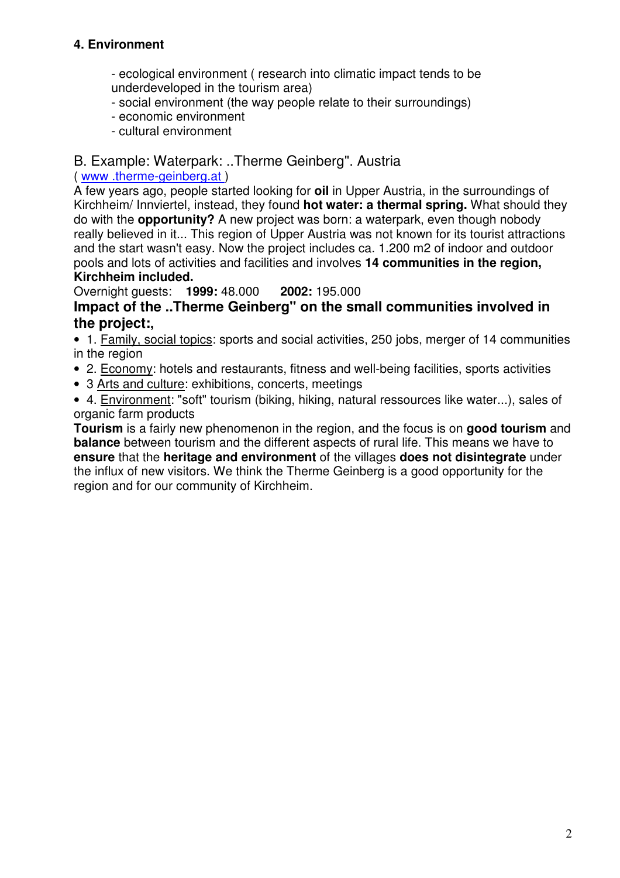**4. Environment**

- ecological environment ( research into climatic impact tends to be underdeveloped in the tourism area)
- social environment (the way people relate to their surroundings)
- economic environment
- cultural environment

B. Example: Waterpark: ..Therme Geinberg". Austria

( www .therme-geinberg.at )

A few years ago, people started looking for **oil** in Upper Austria, in the surroundings of Kirchheim/ Innviertel, instead, they found **hot water: a thermal spring.** What should they do with the **opportunity?** A new project was born: a waterpark, even though nobody really believed in it... This region of Upper Austria was not known for its tourist attractions and the start wasn't easy. Now the project includes ca. 1.200 m2 of indoor and outdoor pools and lots of activities and facilities and involves **14 communities in the region, Kirchheim included.**

Overnight guests: **1999:** 48.000 **2002:** 195.000

### Impact of the ..Therme Geinberg" on the small communities involved in the project:,

- 1. Family, social topics: sports and social activities, 250 jobs, merger of 14 communities in the region
- 2. Economy: hotels and restaurants, fitness and well-being facilities, sports activities
- 3 Arts and culture: exhibitions, concerts, meetings
- 4. Environment: "soft" tourism (biking, hiking, natural ressources like water...), sales of organic farm products

**Tourism** is a fairly new phenomenon in the region, and the focus is on **good tourism** and **balance** between tourism and the different aspects of rural life. This means we have to **ensure** that the **heritage and environment** of the villages **does not disintegrate** under the influx of new visitors. We think the Therme Geinberg is a good opportunity for the region and for our community of Kirchheim.